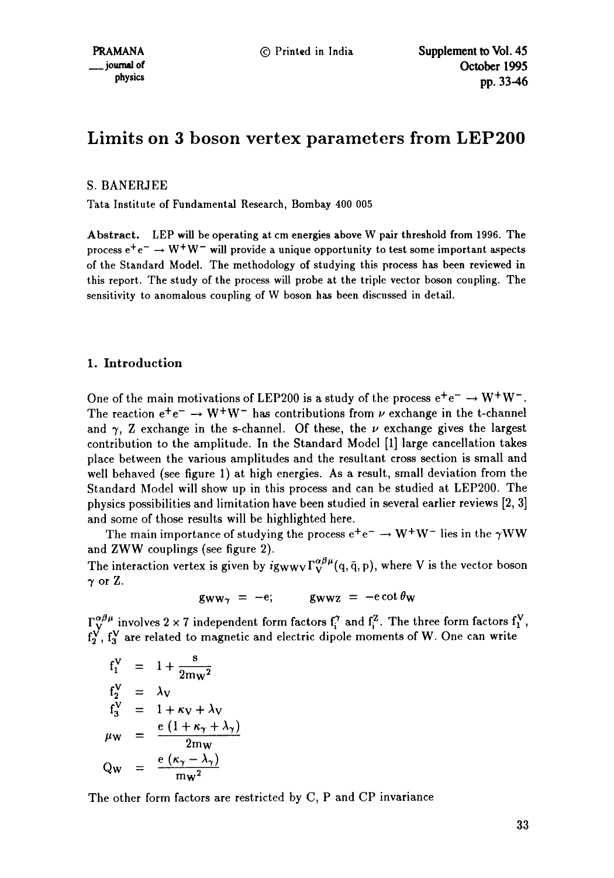# Limits on 3 boson vertex parameters from LEP200

S. BANERJEE

Tata Institute of Fundamental Research, Bombay 400 005

**Abstract.** LEP will be operating at cm energies above W pair threshold from 1996. The process $e^+e^- \rightarrow W^+W^-$ will provide a unique opportunity to test some important aspects of the Standard Model. The methodology of studying this process has been reviewed in this report. The study of the process will probe at the triple vector boson coupling. The sensitivity to anomalous coupling of W boson has been discussed in detail.

## 1. Introduction

One of the main motivations of LEP200 is a study of the process $e^+e^- \rightarrow W^+W^-$. The reaction $e^+e^- \rightarrow W^+W^-$ has contributions from $\nu$ exchange in the t-channel and $\gamma$, Z exchange in the s-channel. Of these, the $\nu$ exchange gives the largest contribution to the amplitude. In the Standard Model [1] large cancellation takes place between the various amplitudes and the resultant cross section is small and well behaved (see figure 1) at high energies. As a result, small deviation from the Standard Model will show up in this process and can be studied at LEP200. The physics possibilities and limitation have been studied in several earlier reviews [2, 3] and some of those results will be highlighted here.

The main importance of studying the process $e^+e^- \rightarrow W^+W^-$ lies in the $\gamma$WW and ZWW couplings (see figure 2).

The interaction vertex is given by $ig_{WWV}\Gamma_V^{\alpha\beta\mu}(q, \bar{q}, p)$, where V is the vector boson $\gamma$ or Z.

$$g_{WW\gamma} = -e; \qquad g_{WWZ} = -e\cot\theta_W$$

$\Gamma_V^{\alpha\beta\mu}$ involves $2 \times 7$ independent form factors $f_i^\gamma$ and $f_i^Z$. The three form factors $f_1^V$, $f_2^V$, $f_3^V$ are related to magnetic and electric dipole moments of W. One can write

$$
\begin{aligned}
f_1^V &= 1 + \frac{s}{2m_W^2} \\
f_2^V &= \lambda_V \\
f_3^V &= 1 + \kappa_V + \lambda_V \\
\mu_W &= \frac{e\,(1 + \kappa_\gamma + \lambda_\gamma)}{2m_W} \\
Q_W &= \frac{e\,(\kappa_\gamma - \lambda_\gamma)}{m_W^2}
\end{aligned}
$$

The other form factors are restricted by C, P and CP invariance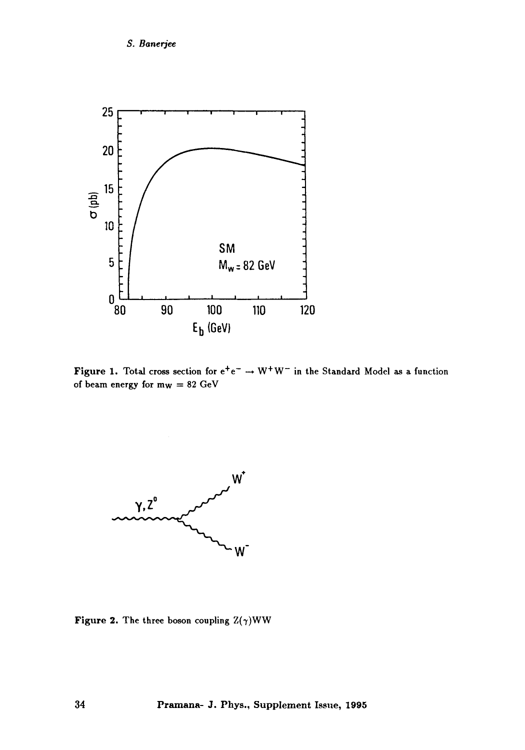Figure 1. Total cross section for $e^+e^- \rightarrow W^+W^-$ in the Standard Model as a function of beam energy for $m_W$ = 82 GeV

Figure 2. The three boson coupling $Z(\gamma)WW$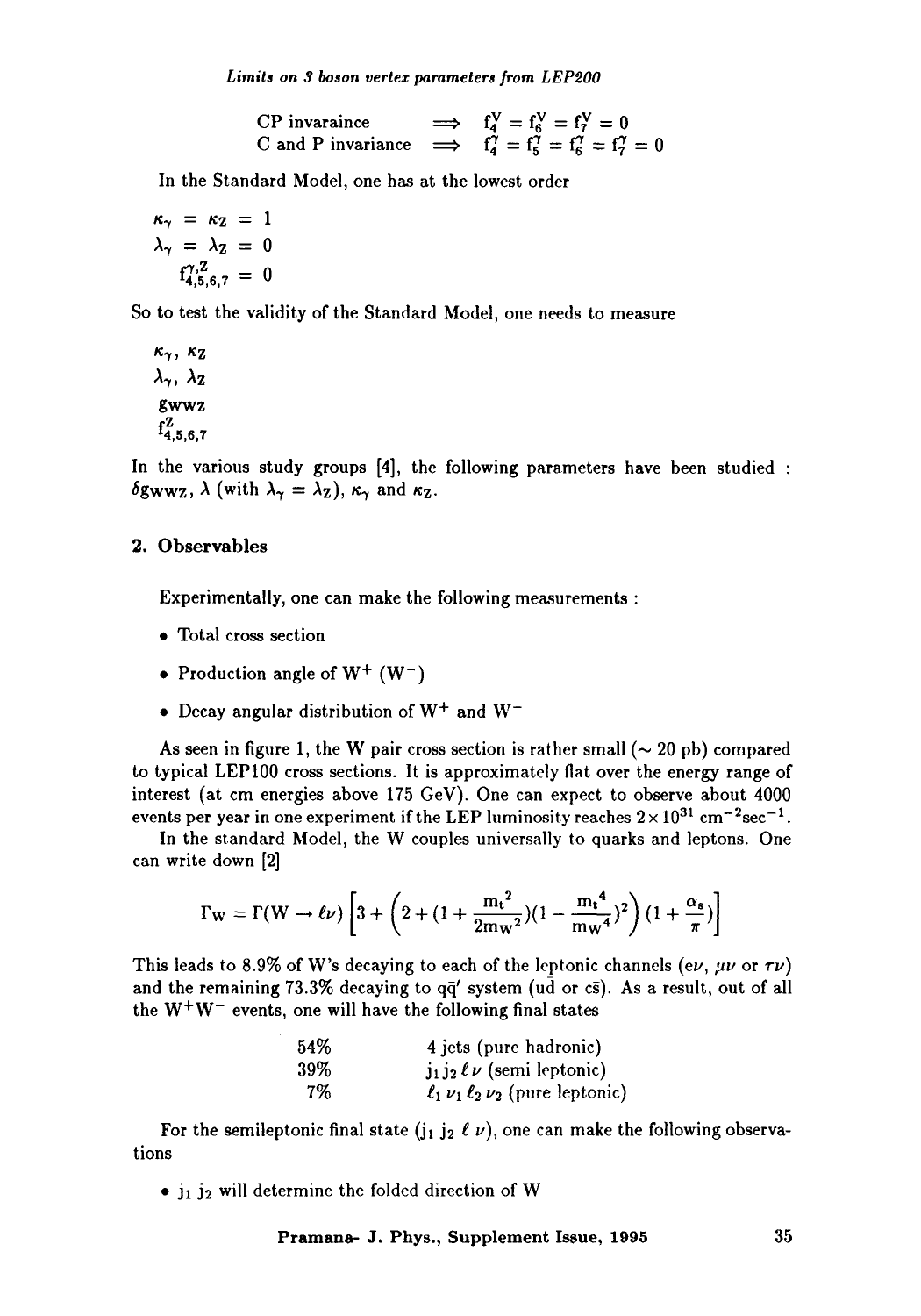$$\text{CP invaraince} \implies f_4^V = f_6^V = f_7^V = 0$$
$$\text{C and P invariance} \implies f_4^\gamma = f_5^\gamma = f_6^\gamma = f_7^\gamma = 0$$

In the Standard Model, one has at the lowest order

$$\kappa_\gamma = \kappa_Z = 1$$
$$\lambda_\gamma = \lambda_Z = 0$$
$$f_{4,5,6,7}^{\gamma,Z} = 0$$

So to test the validity of the Standard Model, one needs to measure

$\kappa_\gamma$, $\kappa_Z$
$\lambda_\gamma$, $\lambda_Z$
$g_{WWZ}$
$f_{4,5,6,7}^Z$

In the various study groups [4], the following parameters have been studied : $\delta g_{WWZ}$, $\lambda$ (with $\lambda_\gamma = \lambda_Z$), $\kappa_\gamma$ and $\kappa_Z$.

## 2. Observables

Experimentally, one can make the following measurements :

- Total cross section
- Production angle of $W^+$ ($W^-$)
- Decay angular distribution of $W^+$ and $W^-$

As seen in figure 1, the W pair cross section is rather small ($\sim$ 20 pb) compared to typical LEP100 cross sections. It is approximately flat over the energy range of interest (at cm energies above 175 GeV). One can expect to observe about 4000 events per year in one experiment if the LEP luminosity reaches $2\times10^{31}$ cm$^{-2}$sec$^{-1}$.

In the standard Model, the W couples universally to quarks and leptons. One can write down [2]

$$\Gamma_W = \Gamma(W \to \ell\nu)\left[3 + \left(2 + (1 + \frac{m_t^2}{2m_W^2})(1 - \frac{m_t^4}{m_W^4})^2\right)(1 + \frac{\alpha_s}{\pi})\right]$$

This leads to 8.9% of W's decaying to each of the leptonic channels ($e\nu$, $\mu\nu$ or $\tau\nu$) and the remaining 73.3% decaying to $q\bar{q}'$ system ($u\bar{d}$ or $c\bar{s}$). As a result, out of all the $W^+W^-$ events, one will have the following final states

| | |
|---|---|
| 54% | 4 jets (pure hadronic) |
| 39% | $j_1 j_2 \ell \nu$ (semi leptonic) |
| 7% | $\ell_1 \nu_1 \ell_2 \nu_2$ (pure leptonic) |

For the semileptonic final state ($j_1$ $j_2$ $\ell$ $\nu$), one can make the following observations

- $j_1$ $j_2$ will determine the folded direction of W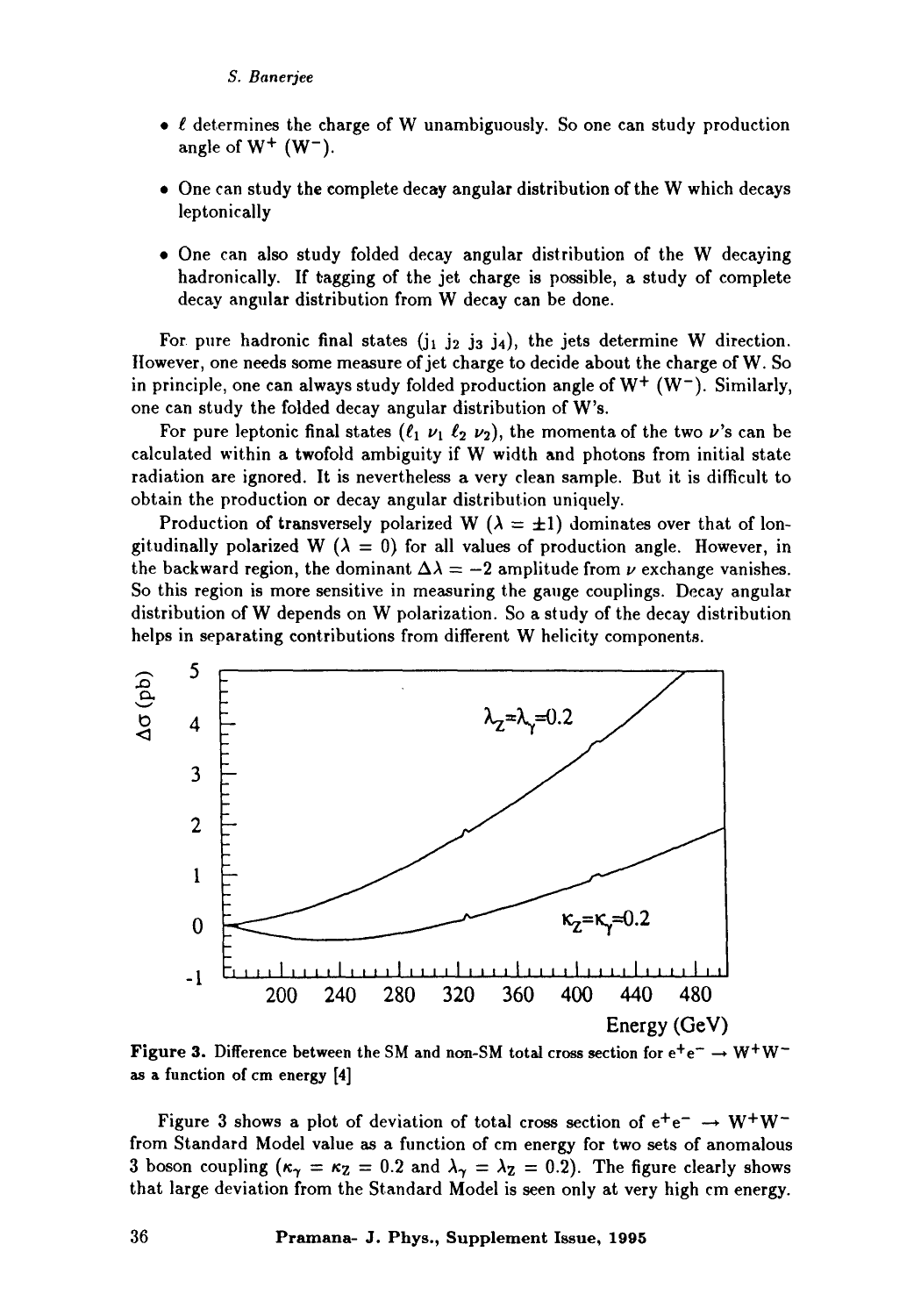- $\ell$ determines the charge of W unambiguously. So one can study production angle of $W^+$ ($W^-$).
- One can study the complete decay angular distribution of the W which decays leptonically
- One can also study folded decay angular distribution of the W decaying hadronically. If tagging of the jet charge is possible, a study of complete decay angular distribution from W decay can be done.

For pure hadronic final states ($j_1$ $j_2$ $j_3$ $j_4$), the jets determine W direction. However, one needs some measure of jet charge to decide about the charge of W. So in principle, one can always study folded production angle of $W^+$ ($W^-$). Similarly, one can study the folded decay angular distribution of W's.

For pure leptonic final states ($\ell_1$ $\nu_1$ $\ell_2$ $\nu_2$), the momenta of the two $\nu$'s can be calculated within a twofold ambiguity if W width and photons from initial state radiation are ignored. It is nevertheless a very clean sample. But it is difficult to obtain the production or decay angular distribution uniquely.

Production of transversely polarized W ($\lambda = \pm 1$) dominates over that of longitudinally polarized W ($\lambda = 0$) for all values of production angle. However, in the backward region, the dominant $\Delta\lambda = -2$ amplitude from $\nu$ exchange vanishes. So this region is more sensitive in measuring the gauge couplings. Decay angular distribution of W depends on W polarization. So a study of the decay distribution helps in separating contributions from different W helicity components.

**Figure 3.** Difference between the SM and non-SM total cross section for $e^+e^- \to W^+W^-$ as a function of cm energy [4]

Figure 3 shows a plot of deviation of total cross section of $e^+e^- \to W^+W^-$ from Standard Model value as a function of cm energy for two sets of anomalous 3 boson coupling ($\kappa_\gamma = \kappa_Z = 0.2$ and $\lambda_\gamma = \lambda_Z = 0.2$). The figure clearly shows that large deviation from the Standard Model is seen only at very high cm energy.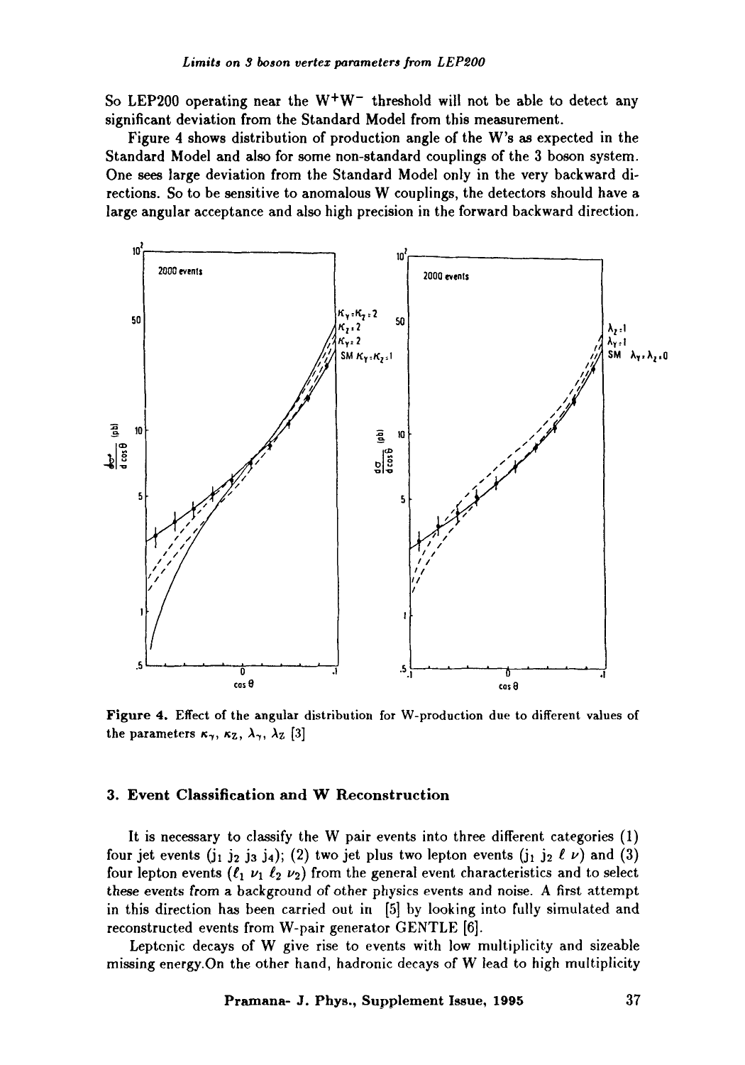So LEP200 operating near the $W^+W^-$ threshold will not be able to detect any significant deviation from the Standard Model from this measurement.

Figure 4 shows distribution of production angle of the W's as expected in the Standard Model and also for some non-standard couplings of the 3 boson system. One sees large deviation from the Standard Model only in the very backward directions. So to be sensitive to anomalous W couplings, the detectors should have a large angular acceptance and also high precision in the forward backward direction.

**Figure 4.** Effect of the angular distribution for W-production due to different values of the parameters $\kappa_\gamma$, $\kappa_Z$, $\lambda_\gamma$, $\lambda_Z$ [3]

## 3. Event Classification and W Reconstruction

It is necessary to classify the W pair events into three different categories (1) four jet events ($j_1\ j_2\ j_3\ j_4$); (2) two jet plus two lepton events ($j_1\ j_2\ \ell\ \nu$) and (3) four lepton events ($\ell_1\ \nu_1\ \ell_2\ \nu_2$) from the general event characteristics and to select these events from a background of other physics events and noise. A first attempt in this direction has been carried out in [5] by looking into fully simulated and reconstructed events from W-pair generator GENTLE [6].

Leptonic decays of W give rise to events with low multiplicity and sizeable missing energy.On the other hand, hadronic decays of W lead to high multiplicity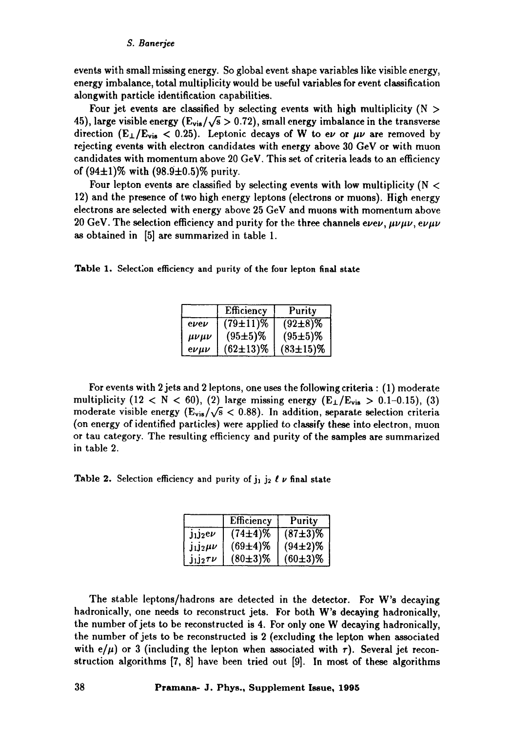events with small missing energy. So global event shape variables like visible energy, energy imbalance, total multiplicity would be useful variables for event classification alongwith particle identification capabilities.

Four jet events are classified by selecting events with high multiplicity ($N > 45$), large visible energy ($E_{vis}/\sqrt{s} > 0.72$), small energy imbalance in the transverse direction ($E_{\perp}/E_{vis} < 0.25$). Leptonic decays of W to $e\nu$ or $\mu\nu$ are removed by rejecting events with electron candidates with energy above 30 GeV or with muon candidates with momentum above 20 GeV. This set of criteria leads to an efficiency of $(94\pm1)\%$ with $(98.9\pm0.5)\%$ purity.

Four lepton events are classified by selecting events with low multiplicity ($N < 12$) and the presence of two high energy leptons (electrons or muons). High energy electrons are selected with energy above 25 GeV and muons with momentum above 20 GeV. The selection efficiency and purity for the three channels $e\nu e\nu$, $\mu\nu\mu\nu$, $e\nu\mu\nu$ as obtained in [5] are summarized in table 1.

**Table 1.** Selection efficiency and purity of the four lepton final state

| | Efficiency | Purity |
|---|---|---|
| $e\nu e\nu$ | $(79\pm11)\%$ | $(92\pm8)\%$ |
| $\mu\nu\mu\nu$ | $(95\pm5)\%$ | $(95\pm5)\%$ |
| $e\nu\mu\nu$ | $(62\pm13)\%$ | $(83\pm15)\%$ |

For events with 2 jets and 2 leptons, one uses the following criteria : (1) moderate multiplicity ($12 < N < 60$), (2) large missing energy ($E_{\perp}/E_{vis} > 0.1$–$0.15$), (3) moderate visible energy ($E_{vis}/\sqrt{s} < 0.88$). In addition, separate selection criteria (on energy of identified particles) were applied to classify these into electron, muon or tau category. The resulting efficiency and purity of the samples are summarized in table 2.

**Table 2.** Selection efficiency and purity of $j_1\ j_2\ \ell\ \nu$ final state

| | Efficiency | Purity |
|---|---|---|
| $j_1j_2e\nu$ | $(74\pm4)\%$ | $(87\pm3)\%$ |
| $j_1j_2\mu\nu$ | $(69\pm4)\%$ | $(94\pm2)\%$ |
| $j_1j_2\tau\nu$ | $(80\pm3)\%$ | $(60\pm3)\%$ |

The stable leptons/hadrons are detected in the detector. For W's decaying hadronically, one needs to reconstruct jets. For both W's decaying hadronically, the number of jets to be reconstructed is 4. For only one W decaying hadronically, the number of jets to be reconstructed is 2 (excluding the lepton when associated with $e/\mu$) or 3 (including the lepton when associated with $\tau$). Several jet reconstruction algorithms [7, 8] have been tried out [9]. In most of these algorithms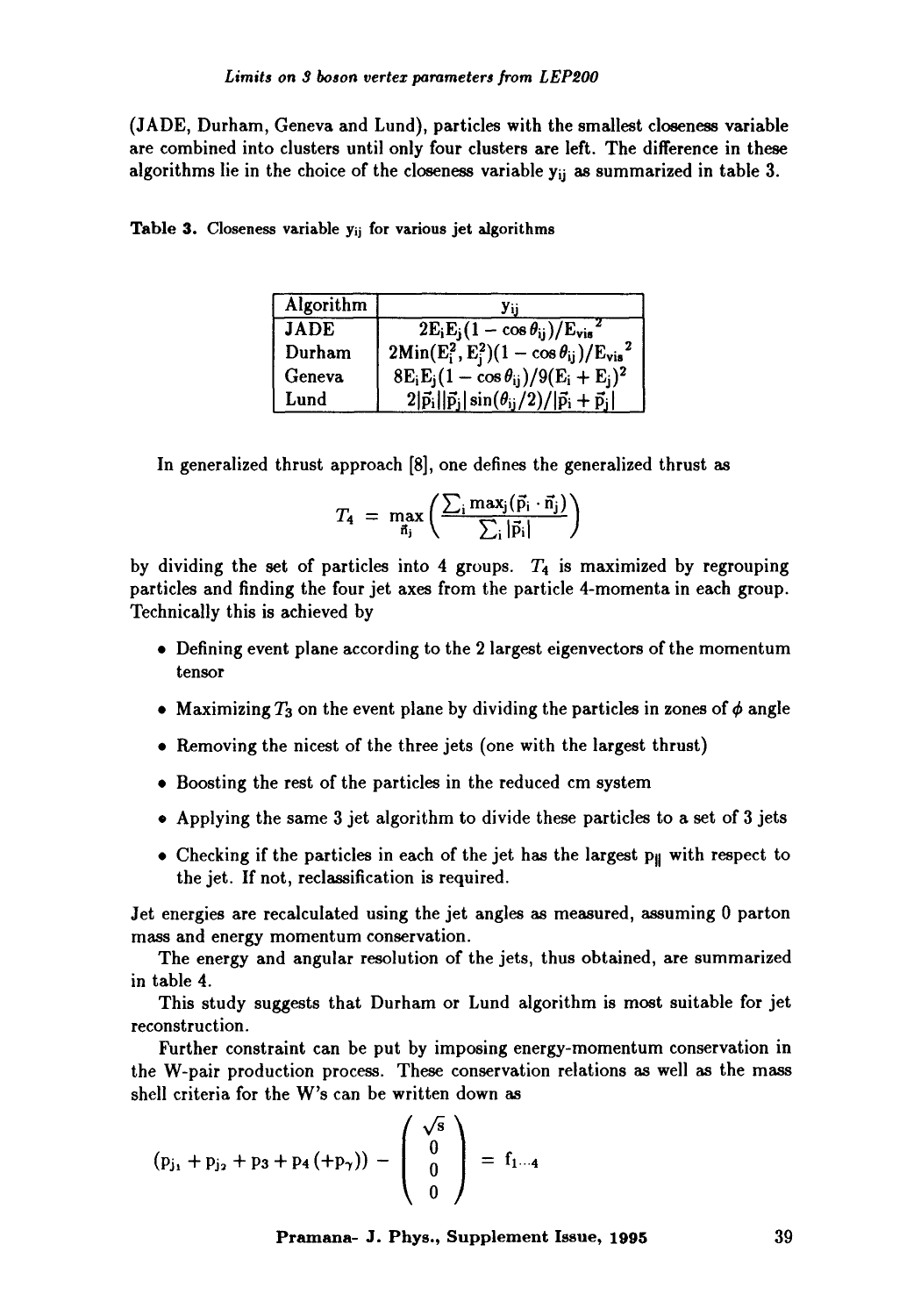(JADE, Durham, Geneva and Lund), particles with the smallest closeness variable are combined into clusters until only four clusters are left. The difference in these algorithms lie in the choice of the closeness variable $y_{ij}$ as summarized in table 3.

**Table 3.** Closeness variable $y_{ij}$ for various jet algorithms

| Algorithm | $y_{ij}$ |
|---|---|
| JADE | $2E_iE_j(1-\cos\theta_{ij})/E_{vis}{}^2$ |
| Durham | $2\mathrm{Min}(E_i^2, E_j^2)(1-\cos\theta_{ij})/E_{vis}{}^2$ |
| Geneva | $8E_iE_j(1-\cos\theta_{ij})/9(E_i+E_j)^2$ |
| Lund | $2\lvert\vec{p}_i\rvert\lvert\vec{p}_j\rvert\sin(\theta_{ij}/2)/\lvert\vec{p}_i+\vec{p}_j\rvert$ |

In generalized thrust approach [8], one defines the generalized thrust as

$$T_4 = \max_{\vec{n}_j}\left(\frac{\sum_i \max_j(\vec{p}_i\cdot\vec{n}_j)}{\sum_i |\vec{p}_i|}\right)$$

by dividing the set of particles into 4 groups. $T_4$ is maximized by regrouping particles and finding the four jet axes from the particle 4-momenta in each group. Technically this is achieved by

- Defining event plane according to the 2 largest eigenvectors of the momentum tensor
- Maximizing $T_3$ on the event plane by dividing the particles in zones of $\phi$ angle
- Removing the nicest of the three jets (one with the largest thrust)
- Boosting the rest of the particles in the reduced cm system
- Applying the same 3 jet algorithm to divide these particles to a set of 3 jets
- Checking if the particles in each of the jet has the largest $p_{\parallel}$ with respect to the jet. If not, reclassification is required.

Jet energies are recalculated using the jet angles as measured, assuming 0 parton mass and energy momentum conservation.

The energy and angular resolution of the jets, thus obtained, are summarized in table 4.

This study suggests that Durham or Lund algorithm is most suitable for jet reconstruction.

Further constraint can be put by imposing energy-momentum conservation in the W-pair production process. These conservation relations as well as the mass shell criteria for the W's can be written down as

$$(p_{j_1} + p_{j_2} + p_3 + p_4\,(+p_\gamma)) - \begin{pmatrix} \sqrt{s} \\ 0 \\ 0 \\ 0 \end{pmatrix} = f_{1\cdots4}$$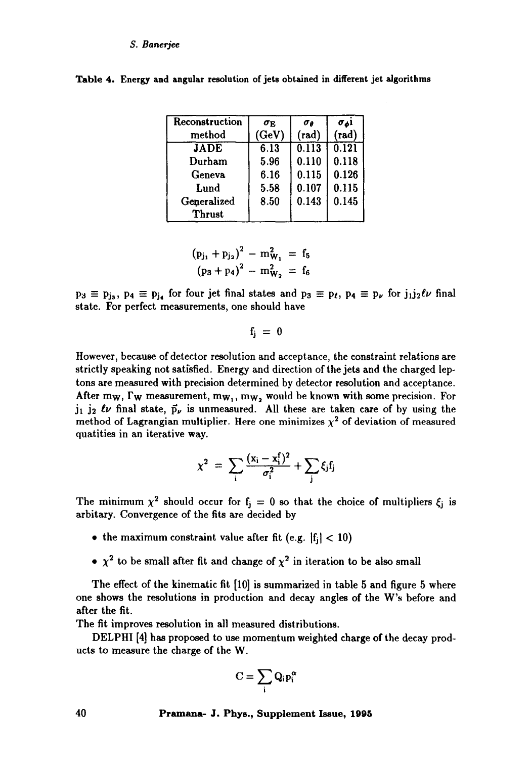**Table 4.** Energy and angular resolution of jets obtained in different jet algorithms

| Reconstruction method | $\sigma_E$ (GeV) | $\sigma_\theta$ (rad) | $\sigma_\phi$i (rad) |
|---|---|---|---|
| JADE | 6.13 | 0.113 | 0.121 |
| Durham | 5.96 | 0.110 | 0.118 |
| Geneva | 6.16 | 0.115 | 0.126 |
| Lund | 5.58 | 0.107 | 0.115 |
| Generalized Thrust | 8.50 | 0.143 | 0.145 |

$$(p_{j_1} + p_{j_2})^2 - m_{W_1}^2 = f_5$$
$$(p_3 + p_4)^2 - m_{W_2}^2 = f_6$$

$p_3 \equiv p_{j_3}$, $p_4 \equiv p_{j_4}$ for four jet final states and $p_3 \equiv p_\ell$, $p_4 \equiv p_\nu$ for $j_1 j_2 \ell\nu$ final state. For perfect measurements, one should have

$$f_j = 0$$

However, because of detector resolution and acceptance, the constraint relations are strictly speaking not satisfied. Energy and direction of the jets and the charged leptons are measured with precision determined by detector resolution and acceptance. After $m_W$, $\Gamma_W$ measurement, $m_{W_1}$, $m_{W_2}$ would be known with some precision. For $j_1$ $j_2$ $\ell\nu$ final state, $\vec{p}_\nu$ is unmeasured. All these are taken care of by using the method of Lagrangian multiplier. Here one minimizes $\chi^2$ of deviation of measured quatities in an iterative way.

$$\chi^2 = \sum_i \frac{(x_i - x_i^f)^2}{\sigma_i^2} + \sum_j \xi_j f_j$$

The minimum $\chi^2$ should occur for $f_j = 0$ so that the choice of multipliers $\xi_j$ is arbitary. Convergence of the fits are decided by

- the maximum constraint value after fit (e.g. $|f_j| < 10$)
- $\chi^2$ to be small after fit and change of $\chi^2$ in iteration to be also small

The effect of the kinematic fit [10] is summarized in table 5 and figure 5 where one shows the resolutions in production and decay angles of the W's before and after the fit.
The fit improves resolution in all measured distributions.

DELPHI [4] has proposed to use momentum weighted charge of the decay products to measure the charge of the W.

$$C = \sum_i Q_i p_i^\alpha$$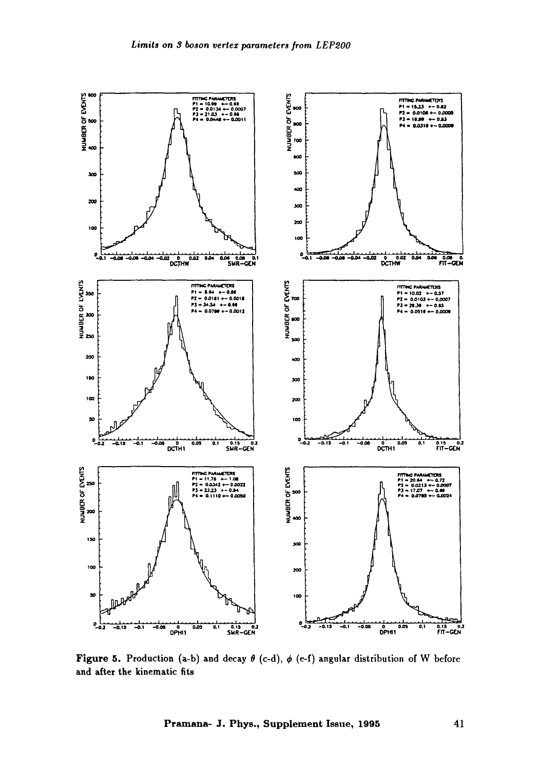**Figure 5.** Production (a-b) and decay $\theta$ (c-d), $\phi$ (e-f) angular distribution of W before and after the kinematic fits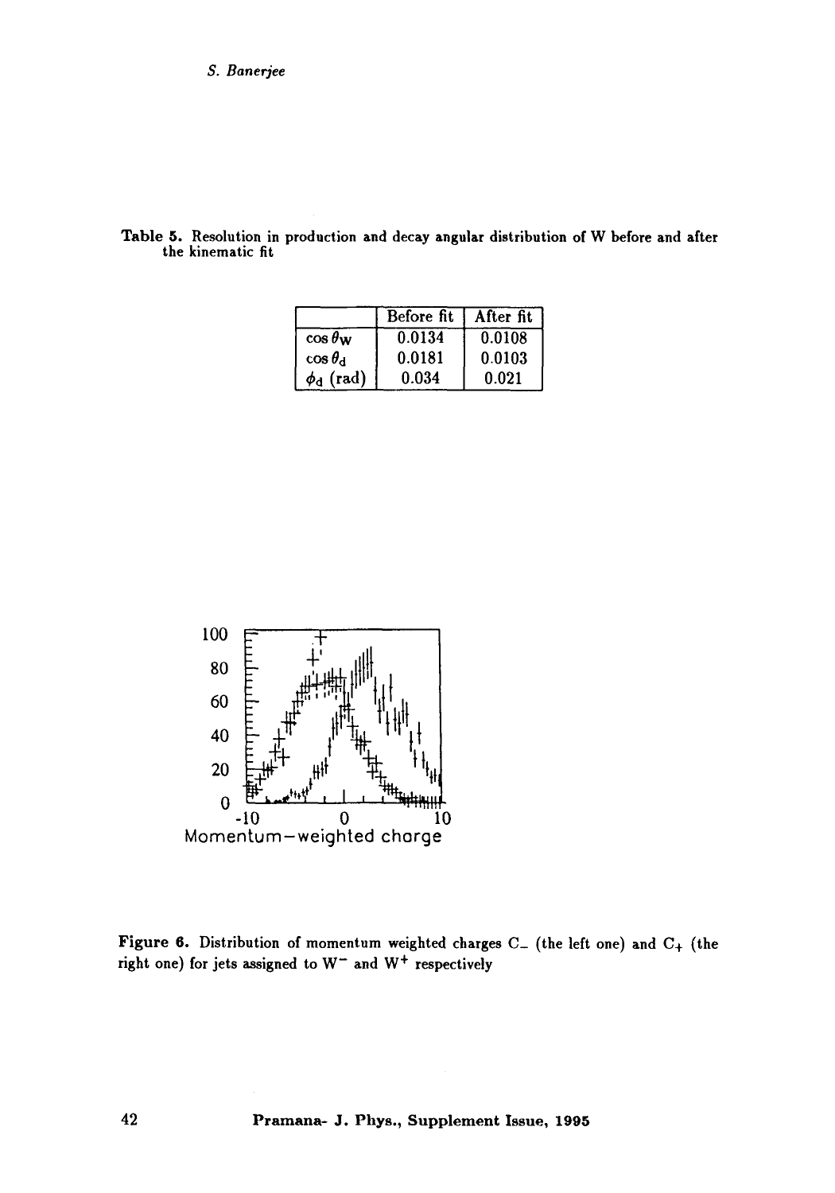**Table 5.** Resolution in production and decay angular distribution of W before and after the kinematic fit

| | Before fit | After fit |
|---|---|---|
| $\cos\theta_W$ | 0.0134 | 0.0108 |
| $\cos\theta_d$ | 0.0181 | 0.0103 |
| $\phi_d$ (rad) | 0.034 | 0.021 |

**Figure 6.** Distribution of momentum weighted charges $C_-$ (the left one) and $C_+$ (the right one) for jets assigned to $W^-$ and $W^+$ respectively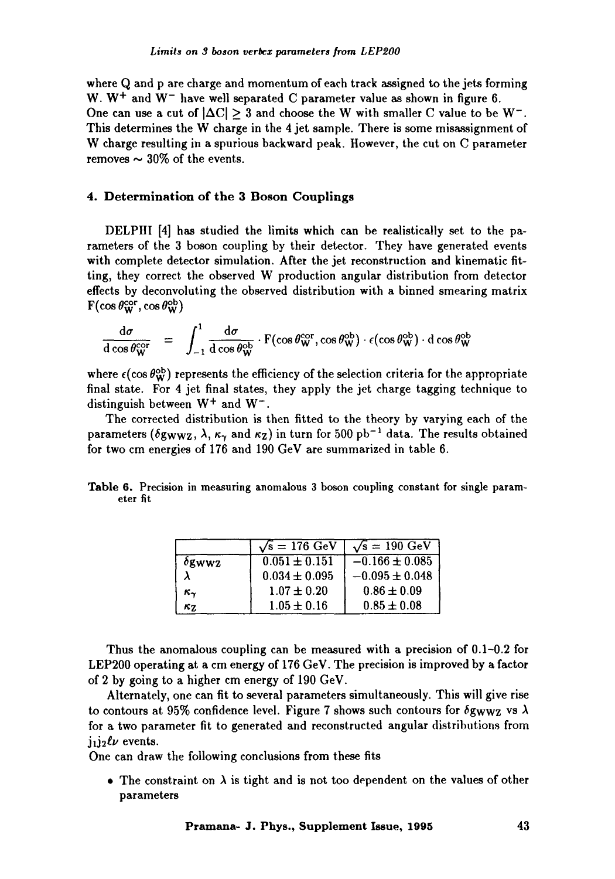where Q and p are charge and momentum of each track assigned to the jets forming W. $W^+$ and $W^-$ have well separated C parameter value as shown in figure 6. One can use a cut of $|\Delta C| \geq 3$ and choose the W with smaller C value to be $W^-$. This determines the W charge in the 4 jet sample. There is some misassignment of W charge resulting in a spurious backward peak. However, the cut on C parameter removes $\sim 30\%$ of the events.

## 4. Determination of the 3 Boson Couplings

DELPHI [4] has studied the limits which can be realistically set to the parameters of the 3 boson coupling by their detector. They have generated events with complete detector simulation. After the jet reconstruction and kinematic fitting, they correct the observed W production angular distribution from detector effects by deconvoluting the observed distribution with a binned smearing matrix $F(\cos\theta_W^{cor}, \cos\theta_W^{ob})$

$$\frac{d\sigma}{d\cos\theta_W^{cor}} = \int_{-1}^{1} \frac{d\sigma}{d\cos\theta_W^{ob}} \cdot F(\cos\theta_W^{cor}, \cos\theta_W^{ob}) \cdot \epsilon(\cos\theta_W^{ob}) \cdot d\cos\theta_W^{ob}$$

where $\epsilon(\cos\theta_W^{ob})$ represents the efficiency of the selection criteria for the appropriate final state. For 4 jet final states, they apply the jet charge tagging technique to distinguish between $W^+$ and $W^-$.

The corrected distribution is then fitted to the theory by varying each of the parameters ($\delta g_{WWZ}$, $\lambda$, $\kappa_\gamma$ and $\kappa_Z$) in turn for 500 $pb^{-1}$ data. The results obtained for two cm energies of 176 and 190 GeV are summarized in table 6.

**Table 6.** Precision in measuring anomalous 3 boson coupling constant for single parameter fit

| | $\sqrt{s} = 176$ GeV | $\sqrt{s} = 190$ GeV |
|---|---|---|
| $\delta g_{WWZ}$ | $0.051 \pm 0.151$ | $-0.166 \pm 0.085$ |
| $\lambda$ | $0.034 \pm 0.095$ | $-0.095 \pm 0.048$ |
| $\kappa_\gamma$ | $1.07 \pm 0.20$ | $0.86 \pm 0.09$ |
| $\kappa_Z$ | $1.05 \pm 0.16$ | $0.85 \pm 0.08$ |

Thus the anomalous coupling can be measured with a precision of 0.1–0.2 for LEP200 operating at a cm energy of 176 GeV. The precision is improved by a factor of 2 by going to a higher cm energy of 190 GeV.

Alternately, one can fit to several parameters simultaneously. This will give rise to contours at 95% confidence level. Figure 7 shows such contours for $\delta g_{WWZ}$ vs $\lambda$ for a two parameter fit to generated and reconstructed angular distributions from $j_1 j_2 \ell\nu$ events.

One can draw the following conclusions from these fits

- The constraint on $\lambda$ is tight and is not too dependent on the values of other parameters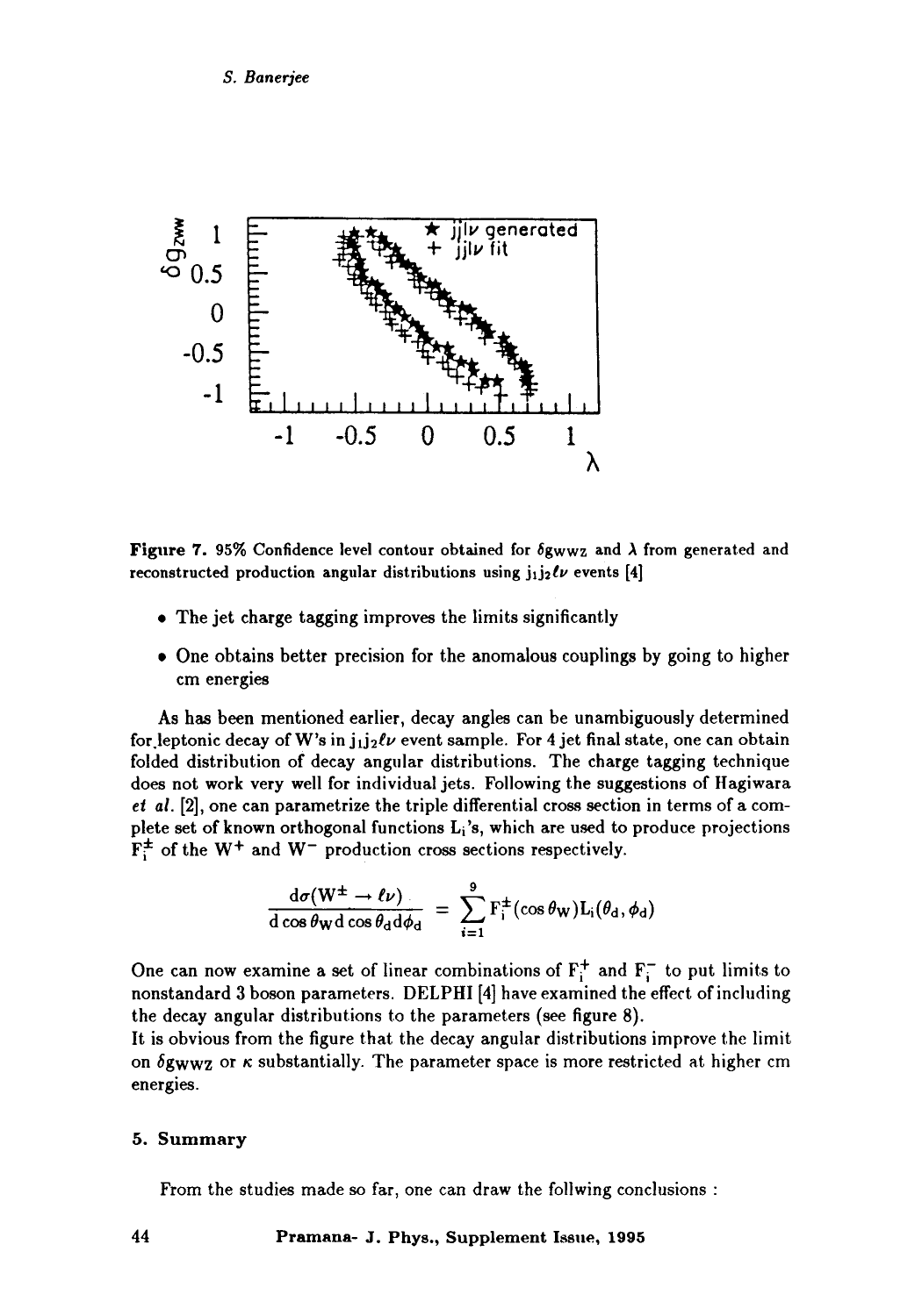**Figure 7.** 95% Confidence level contour obtained for $\delta g_{WWZ}$ and $\lambda$ from generated and reconstructed production angular distributions using $j_1 j_2 \ell\nu$ events [4]

- The jet charge tagging improves the limits significantly
- One obtains better precision for the anomalous couplings by going to higher cm energies

As has been mentioned earlier, decay angles can be unambiguously determined for leptonic decay of W's in $j_1 j_2 \ell\nu$ event sample. For 4 jet final state, one can obtain folded distribution of decay angular distributions. The charge tagging technique does not work very well for individual jets. Following the suggestions of Hagiwara *et al.* [2], one can parametrize the triple differential cross section in terms of a complete set of known orthogonal functions $L_i$'s, which are used to produce projections $F_i^{\pm}$ of the $W^+$ and $W^-$ production cross sections respectively.

$$\frac{d\sigma(W^{\pm} \to \ell\nu)}{d\cos\theta_W d\cos\theta_d d\phi_d} = \sum_{i=1}^{9} F_i^{\pm}(\cos\theta_W) L_i(\theta_d, \phi_d)$$

One can now examine a set of linear combinations of $F_i^+$ and $F_i^-$ to put limits to nonstandard 3 boson parameters. DELPHI [4] have examined the effect of including the decay angular distributions to the parameters (see figure 8).
It is obvious from the figure that the decay angular distributions improve the limit on $\delta g_{WWZ}$ or $\kappa$ substantially. The parameter space is more restricted at higher cm energies.

### 5. Summary

From the studies made so far, one can draw the follwing conclusions :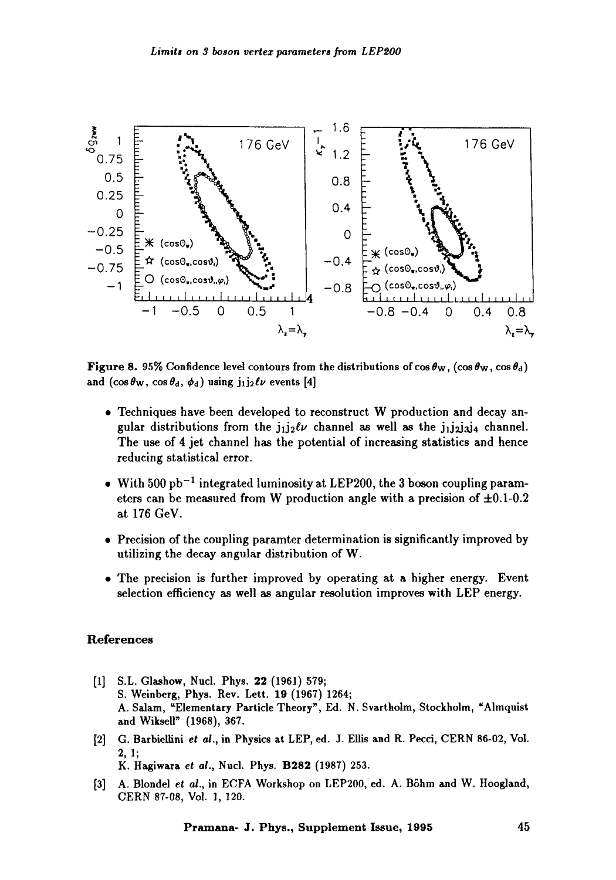**Figure 8.** 95% Confidence level contours from the distributions of $\cos\theta_W$, $(\cos\theta_W, \cos\theta_d)$ and $(\cos\theta_W, \cos\theta_d, \phi_d)$ using $j_1j_2\ell\nu$ events [4]

- Techniques have been developed to reconstruct W production and decay angular distributions from the $j_1j_2\ell\nu$ channel as well as the $j_1j_2j_3j_4$ channel. The use of 4 jet channel has the potential of increasing statistics and hence reducing statistical error.
- With 500 $pb^{-1}$ integrated luminosity at LEP200, the 3 boson coupling parameters can be measured from W production angle with a precision of $\pm 0.1$-$0.2$ at 176 GeV.
- Precision of the coupling paramter determination is significantly improved by utilizing the decay angular distribution of W.
- The precision is further improved by operating at a higher energy. Event selection efficiency as well as angular resolution improves with LEP energy.

## References

[1] S.L. Glashow, Nucl. Phys. **22** (1961) 579;
S. Weinberg, Phys. Rev. Lett. **19** (1967) 1264;
A. Salam, "Elementary Particle Theory", Ed. N. Svartholm, Stockholm, "Almquist and Wiksell" (1968), 367.

[2] G. Barbiellini *et al.*, in Physics at LEP, ed. J. Ellis and R. Pecci, CERN 86-02, Vol. 2, 1;
K. Hagiwara *et al.*, Nucl. Phys. **B282** (1987) 253.

[3] A. Blondel *et al.*, in ECFA Workshop on LEP200, ed. A. Böhm and W. Hoogland, CERN 87-08, Vol. 1, 120.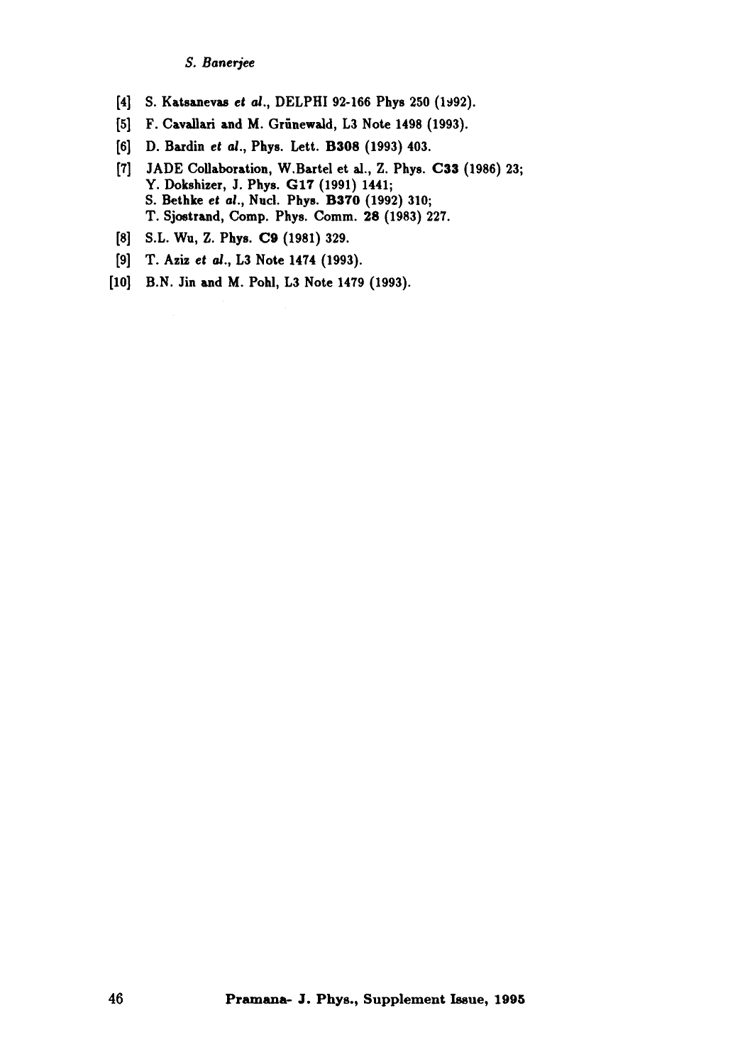[4] S. Katsanevas *et al.*, DELPHI 92-166 Phys 250 (1992).

[5] F. Cavallari and M. Grünewald, L3 Note 1498 (1993).

[6] D. Bardin *et al.*, Phys. Lett. **B308** (1993) 403.

[7] JADE Collaboration, W.Bartel et al., Z. Phys. **C33** (1986) 23;
Y. Dokshizer, J. Phys. **G17** (1991) 1441;
S. Bethke *et al.*, Nucl. Phys. **B370** (1992) 310;
T. Sjostrand, Comp. Phys. Comm. **28** (1983) 227.

[8] S.L. Wu, Z. Phys. **C9** (1981) 329.

[9] T. Aziz *et al.*, L3 Note 1474 (1993).

[10] B.N. Jin and M. Pohl, L3 Note 1479 (1993).